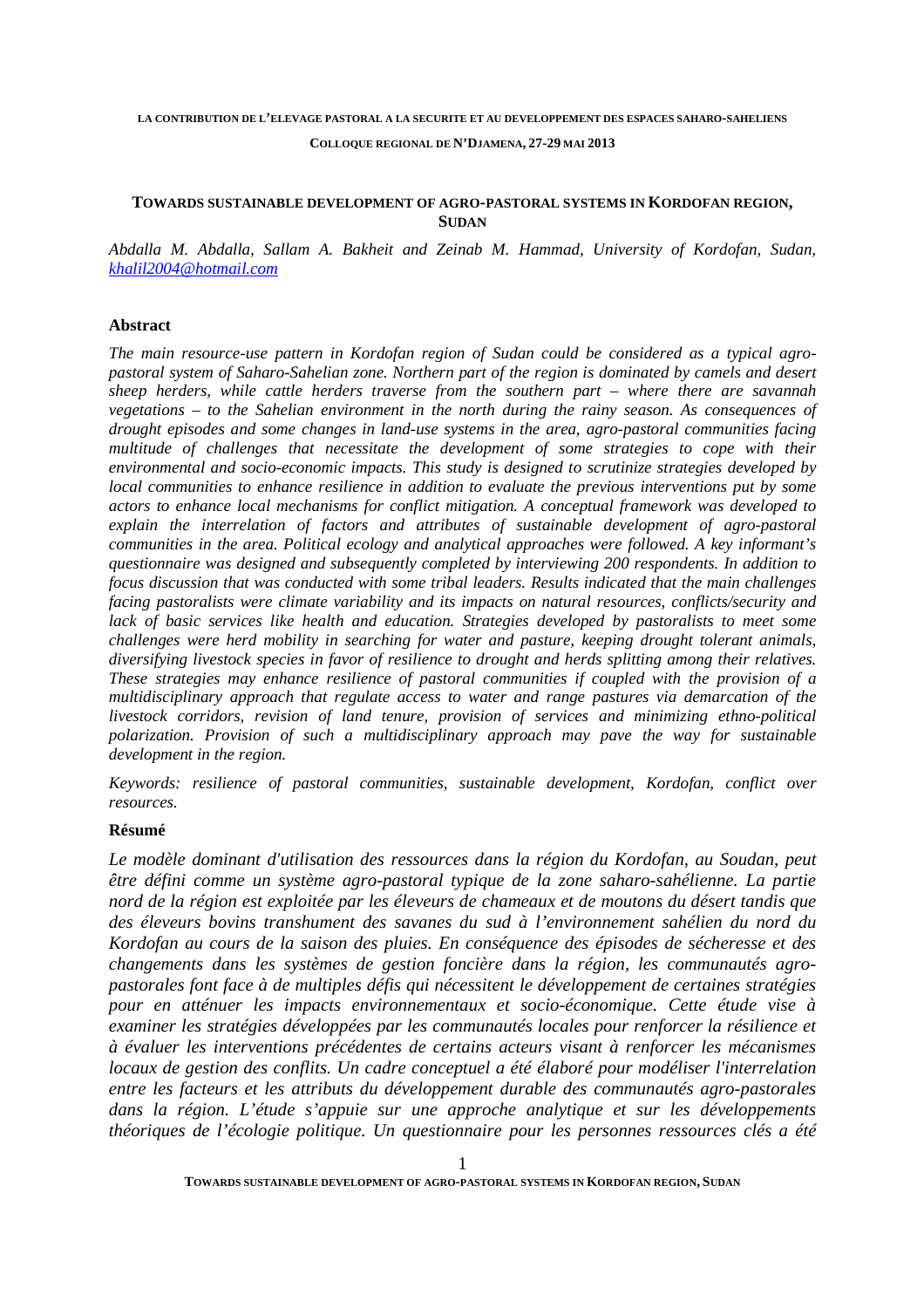LA CONTRIBUTION DE L'ELEVAGE PASTORAL A LA SECURITE ET AU DEVELOPPEMENT DES ESPACES SAHARO-SAHELIENS

COLLOQUE REGIONAL DE N'DJAMENA, 27-29 MAI 2013

# TOWARDS SUSTAINABLE DEVELOPMENT OF AGRO-PASTORAL SYSTEMS IN KORDOFAN REGION, SUDAN

*Abdalla M. Abdalla, Sallam A. Bakheit and Zeinab M. Hammad, University of Kordofan, Sudan, khalil2004@hotmail.com*

## Abstract

*The main resource-use pattern in Kordofan region of Sudan could be considered as a typical agro-pastoral system of Saharo-Sahelian zone. Northern part of the region is dominated by camels and desert sheep herders, while cattle herders traverse from the southern part – where there are savannah vegetations – to the Sahelian environment in the north during the rainy season. As consequences of drought episodes and some changes in land-use systems in the area, agro-pastoral communities facing multitude of challenges that necessitate the development of some strategies to cope with their environmental and socio-economic impacts. This study is designed to scrutinize strategies developed by local communities to enhance resilience in addition to evaluate the previous interventions put by some actors to enhance local mechanisms for conflict mitigation. A conceptual framework was developed to explain the interrelation of factors and attributes of sustainable development of agro-pastoral communities in the area. Political ecology and analytical approaches were followed. A key informant's questionnaire was designed and subsequently completed by interviewing 200 respondents. In addition to focus discussion that was conducted with some tribal leaders. Results indicated that the main challenges facing pastoralists were climate variability and its impacts on natural resources, conflicts/security and lack of basic services like health and education. Strategies developed by pastoralists to meet some challenges were herd mobility in searching for water and pasture, keeping drought tolerant animals, diversifying livestock species in favor of resilience to drought and herds splitting among their relatives. These strategies may enhance resilience of pastoral communities if coupled with the provision of a multidisciplinary approach that regulate access to water and range pastures via demarcation of the livestock corridors, revision of land tenure, provision of services and minimizing ethno-political polarization. Provision of such a multidisciplinary approach may pave the way for sustainable development in the region.*

*Keywords: resilience of pastoral communities, sustainable development, Kordofan, conflict over resources.*

## Résumé

*Le modèle dominant d'utilisation des ressources dans la région du Kordofan, au Soudan, peut être défini comme un système agro-pastoral typique de la zone saharo-sahélienne. La partie nord de la région est exploitée par les éleveurs de chameaux et de moutons du désert tandis que des éleveurs bovins transhument des savanes du sud à l'environnement sahélien du nord du Kordofan au cours de la saison des pluies. En conséquence des épisodes de sécheresse et des changements dans les systèmes de gestion foncière dans la région, les communautés agro-pastorales font face à de multiples défis qui nécessitent le développement de certaines stratégies pour en atténuer les impacts environnementaux et socio-économique. Cette étude vise à examiner les stratégies développées par les communautés locales pour renforcer la résilience et à évaluer les interventions précédentes de certains acteurs visant à renforcer les mécanismes locaux de gestion des conflits. Un cadre conceptuel a été élaboré pour modéliser l'interrelation entre les facteurs et les attributs du développement durable des communautés agro-pastorales dans la région. L'étude s'appuie sur une approche analytique et sur les développements théoriques de l'écologie politique. Un questionnaire pour les personnes ressources clés a été*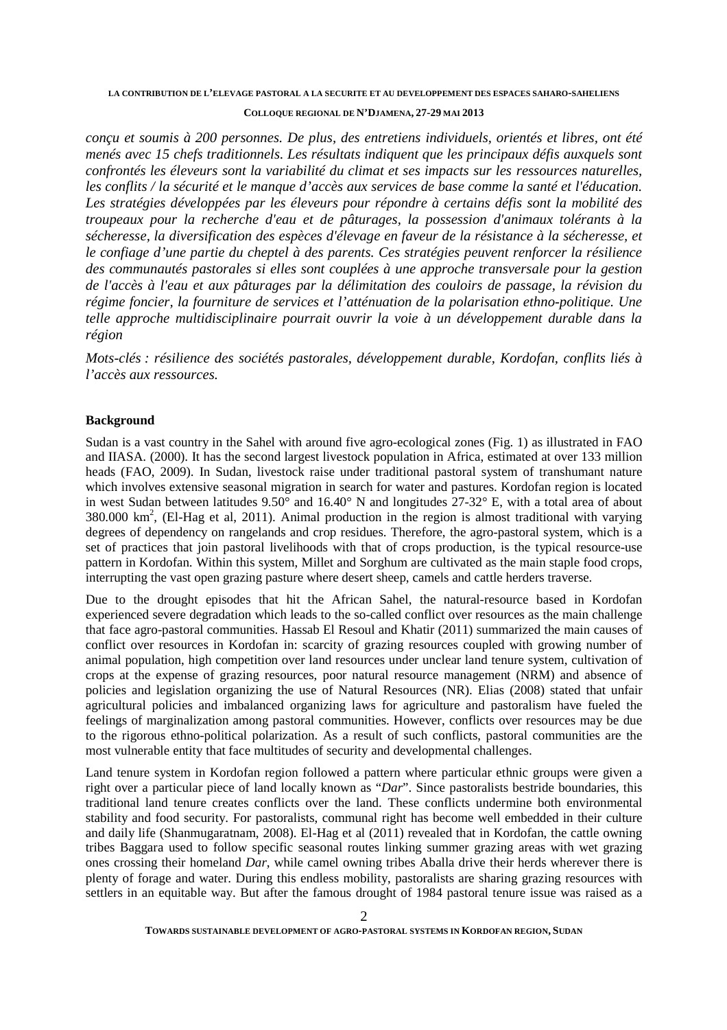*conçu et soumis à 200 personnes. De plus, des entretiens individuels, orientés et libres, ont été menés avec 15 chefs traditionnels. Les résultats indiquent que les principaux défis auxquels sont confrontés les éleveurs sont la variabilité du climat et ses impacts sur les ressources naturelles, les conflits / la sécurité et le manque d'accès aux services de base comme la santé et l'éducation. Les stratégies développées par les éleveurs pour répondre à certains défis sont la mobilité des troupeaux pour la recherche d'eau et de pâturages, la possession d'animaux tolérants à la sécheresse, la diversification des espèces d'élevage en faveur de la résistance à la sécheresse, et le confiage d'une partie du cheptel à des parents. Ces stratégies peuvent renforcer la résilience des communautés pastorales si elles sont couplées à une approche transversale pour la gestion de l'accès à l'eau et aux pâturages par la délimitation des couloirs de passage, la révision du régime foncier, la fourniture de services et l'atténuation de la polarisation ethno-politique. Une telle approche multidisciplinaire pourrait ouvrir la voie à un développement durable dans la région*

*Mots-clés : résilience des sociétés pastorales, développement durable, Kordofan, conflits liés à l'accès aux ressources.*

## Background

Sudan is a vast country in the Sahel with around five agro-ecological zones (Fig. 1) as illustrated in FAO and IIASA. (2000). It has the second largest livestock population in Africa, estimated at over 133 million heads (FAO, 2009). In Sudan, livestock raise under traditional pastoral system of transhumant nature which involves extensive seasonal migration in search for water and pastures. Kordofan region is located in west Sudan between latitudes 9.50° and 16.40° N and longitudes 27-32° E, with a total area of about 380.000 km$^2$, (El-Hag et al, 2011). Animal production in the region is almost traditional with varying degrees of dependency on rangelands and crop residues. Therefore, the agro-pastoral system, which is a set of practices that join pastoral livelihoods with that of crops production, is the typical resource-use pattern in Kordofan. Within this system, Millet and Sorghum are cultivated as the main staple food crops, interrupting the vast open grazing pasture where desert sheep, camels and cattle herders traverse.

Due to the drought episodes that hit the African Sahel, the natural-resource based in Kordofan experienced severe degradation which leads to the so-called conflict over resources as the main challenge that face agro-pastoral communities. Hassab El Resoul and Khatir (2011) summarized the main causes of conflict over resources in Kordofan in: scarcity of grazing resources coupled with growing number of animal population, high competition over land resources under unclear land tenure system, cultivation of crops at the expense of grazing resources, poor natural resource management (NRM) and absence of policies and legislation organizing the use of Natural Resources (NR). Elias (2008) stated that unfair agricultural policies and imbalanced organizing laws for agriculture and pastoralism have fueled the feelings of marginalization among pastoral communities. However, conflicts over resources may be due to the rigorous ethno-political polarization. As a result of such conflicts, pastoral communities are the most vulnerable entity that face multitudes of security and developmental challenges.

Land tenure system in Kordofan region followed a pattern where particular ethnic groups were given a right over a particular piece of land locally known as "*Dar*". Since pastoralists bestride boundaries, this traditional land tenure creates conflicts over the land. These conflicts undermine both environmental stability and food security. For pastoralists, communal right has become well embedded in their culture and daily life (Shanmugaratnam, 2008). El-Hag et al (2011) revealed that in Kordofan, the cattle owning tribes Baggara used to follow specific seasonal routes linking summer grazing areas with wet grazing ones crossing their homeland *Dar*, while camel owning tribes Aballa drive their herds wherever there is plenty of forage and water. During this endless mobility, pastoralists are sharing grazing resources with settlers in an equitable way. But after the famous drought of 1984 pastoral tenure issue was raised as a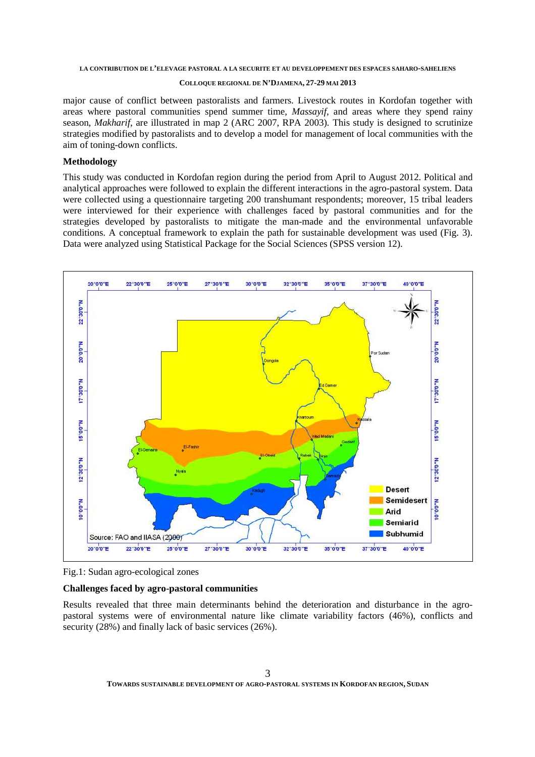major cause of conflict between pastoralists and farmers. Livestock routes in Kordofan together with areas where pastoral communities spend summer time, *Massayif*, and areas where they spend rainy season, *Makharif*, are illustrated in map 2 (ARC 2007, RPA 2003). This study is designed to scrutinize strategies modified by pastoralists and to develop a model for management of local communities with the aim of toning-down conflicts.

## Methodology

This study was conducted in Kordofan region during the period from April to August 2012. Political and analytical approaches were followed to explain the different interactions in the agro-pastoral system. Data were collected using a questionnaire targeting 200 transhumant respondents; moreover, 15 tribal leaders were interviewed for their experience with challenges faced by pastoral communities and for the strategies developed by pastoralists to mitigate the man-made and the environmental unfavorable conditions. A conceptual framework to explain the path for sustainable development was used (Fig. 3). Data were analyzed using Statistical Package for the Social Sciences (SPSS version 12).

Fig.1: Sudan agro-ecological zones

## Challenges faced by agro-pastoral communities

Results revealed that three main determinants behind the deterioration and disturbance in the agro-pastoral systems were of environmental nature like climate variability factors (46%), conflicts and security (28%) and finally lack of basic services (26%).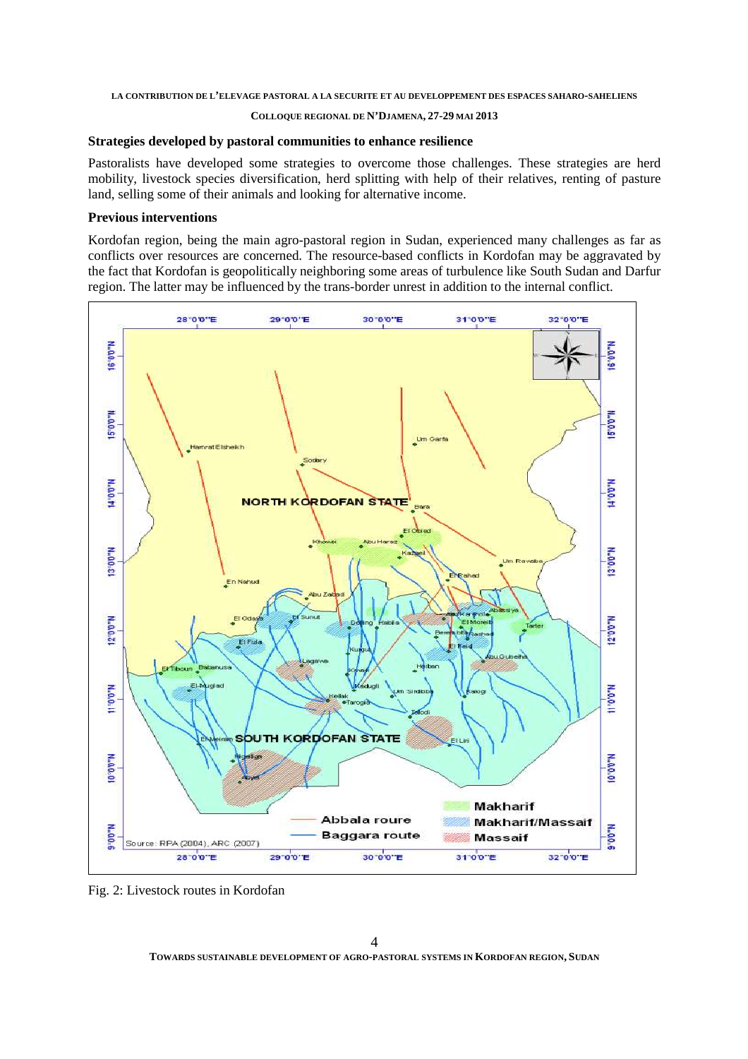### Strategies developed by pastoral communities to enhance resilience

Pastoralists have developed some strategies to overcome those challenges. These strategies are herd mobility, livestock species diversification, herd splitting with help of their relatives, renting of pasture land, selling some of their animals and looking for alternative income.

### Previous interventions

Kordofan region, being the main agro-pastoral region in Sudan, experienced many challenges as far as conflicts over resources are concerned. The resource-based conflicts in Kordofan may be aggravated by the fact that Kordofan is geopolitically neighboring some areas of turbulence like South Sudan and Darfur region. The latter may be influenced by the trans-border unrest in addition to the internal conflict.

Fig. 2: Livestock routes in Kordofan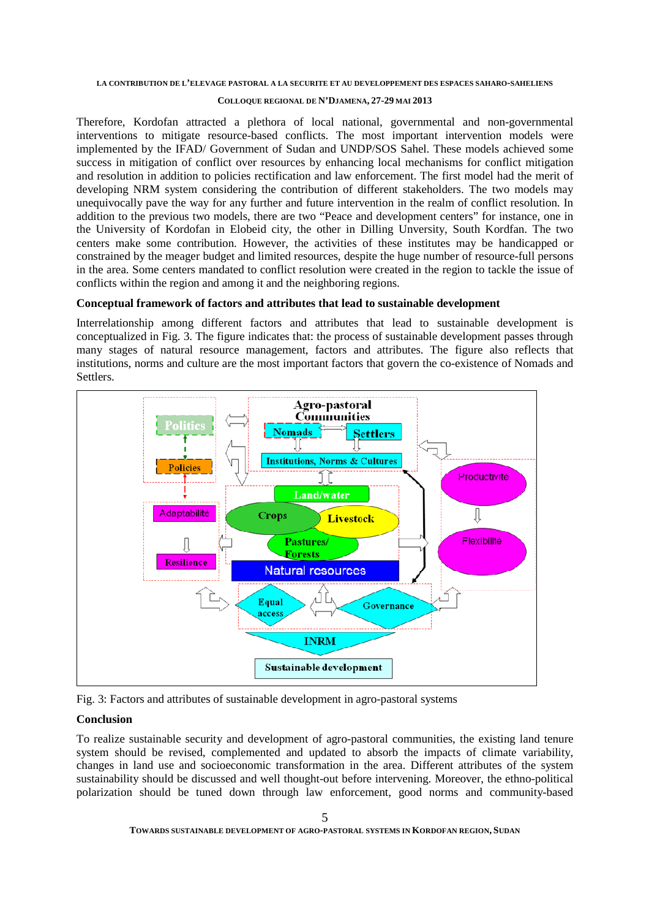Therefore, Kordofan attracted a plethora of local national, governmental and non-governmental interventions to mitigate resource-based conflicts. The most important intervention models were implemented by the IFAD/ Government of Sudan and UNDP/SOS Sahel. These models achieved some success in mitigation of conflict over resources by enhancing local mechanisms for conflict mitigation and resolution in addition to policies rectification and law enforcement. The first model had the merit of developing NRM system considering the contribution of different stakeholders. The two models may unequivocally pave the way for any further and future intervention in the realm of conflict resolution. In addition to the previous two models, there are two "Peace and development centers" for instance, one in the University of Kordofan in Elobeid city, the other in Dilling Unversity, South Kordfan. The two centers make some contribution. However, the activities of these institutes may be handicapped or constrained by the meager budget and limited resources, despite the huge number of resource-full persons in the area. Some centers mandated to conflict resolution were created in the region to tackle the issue of conflicts within the region and among it and the neighboring regions.

### Conceptual framework of factors and attributes that lead to sustainable development

Interrelationship among different factors and attributes that lead to sustainable development is conceptualized in Fig. 3. The figure indicates that: the process of sustainable development passes through many stages of natural resource management, factors and attributes. The figure also reflects that institutions, norms and culture are the most important factors that govern the co-existence of Nomads and Settlers.

Fig. 3: Factors and attributes of sustainable development in agro-pastoral systems

### Conclusion

To realize sustainable security and development of agro-pastoral communities, the existing land tenure system should be revised, complemented and updated to absorb the impacts of climate variability, changes in land use and socioeconomic transformation in the area. Different attributes of the system sustainability should be discussed and well thought-out before intervening. Moreover, the ethno-political polarization should be tuned down through law enforcement, good norms and community-based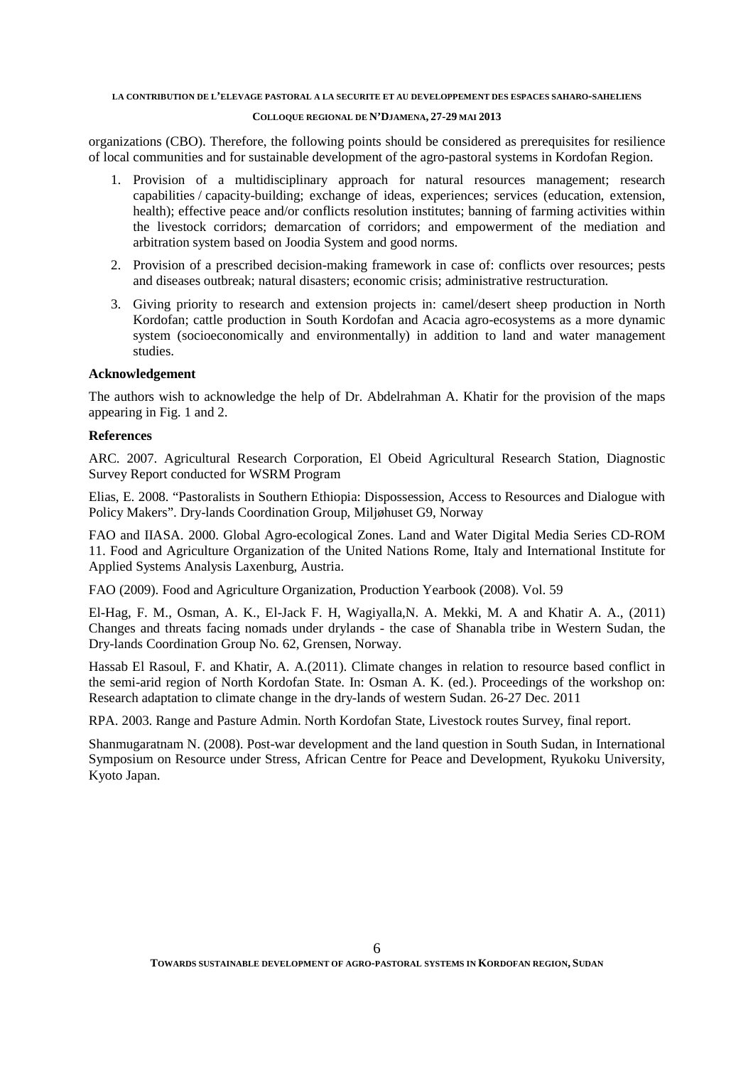organizations (CBO). Therefore, the following points should be considered as prerequisites for resilience of local communities and for sustainable development of the agro-pastoral systems in Kordofan Region.

1. Provision of a multidisciplinary approach for natural resources management; research capabilities / capacity-building; exchange of ideas, experiences; services (education, extension, health); effective peace and/or conflicts resolution institutes; banning of farming activities within the livestock corridors; demarcation of corridors; and empowerment of the mediation and arbitration system based on Joodia System and good norms.

2. Provision of a prescribed decision-making framework in case of: conflicts over resources; pests and diseases outbreak; natural disasters; economic crisis; administrative restructuration.

3. Giving priority to research and extension projects in: camel/desert sheep production in North Kordofan; cattle production in South Kordofan and Acacia agro-ecosystems as a more dynamic system (socioeconomically and environmentally) in addition to land and water management studies.

**Acknowledgement**

The authors wish to acknowledge the help of Dr. Abdelrahman A. Khatir for the provision of the maps appearing in Fig. 1 and 2.

**References**

ARC. 2007. Agricultural Research Corporation, El Obeid Agricultural Research Station, Diagnostic Survey Report conducted for WSRM Program

Elias, E. 2008. "Pastoralists in Southern Ethiopia: Dispossession, Access to Resources and Dialogue with Policy Makers". Dry-lands Coordination Group, Miljøhuset G9, Norway

FAO and IIASA. 2000. Global Agro-ecological Zones. Land and Water Digital Media Series CD-ROM 11. Food and Agriculture Organization of the United Nations Rome, Italy and International Institute for Applied Systems Analysis Laxenburg, Austria.

FAO (2009). Food and Agriculture Organization, Production Yearbook (2008). Vol. 59

El-Hag, F. M., Osman, A. K., El-Jack F. H, Wagiyalla,N. A. Mekki, M. A and Khatir A. A., (2011) Changes and threats facing nomads under drylands - the case of Shanabla tribe in Western Sudan, the Dry-lands Coordination Group No. 62, Grensen, Norway.

Hassab El Rasoul, F. and Khatir, A. A.(2011). Climate changes in relation to resource based conflict in the semi-arid region of North Kordofan State. In: Osman A. K. (ed.). Proceedings of the workshop on: Research adaptation to climate change in the dry-lands of western Sudan. 26-27 Dec. 2011

RPA. 2003. Range and Pasture Admin. North Kordofan State, Livestock routes Survey, final report.

Shanmugaratnam N. (2008). Post-war development and the land question in South Sudan, in International Symposium on Resource under Stress, African Centre for Peace and Development, Ryukoku University, Kyoto Japan.